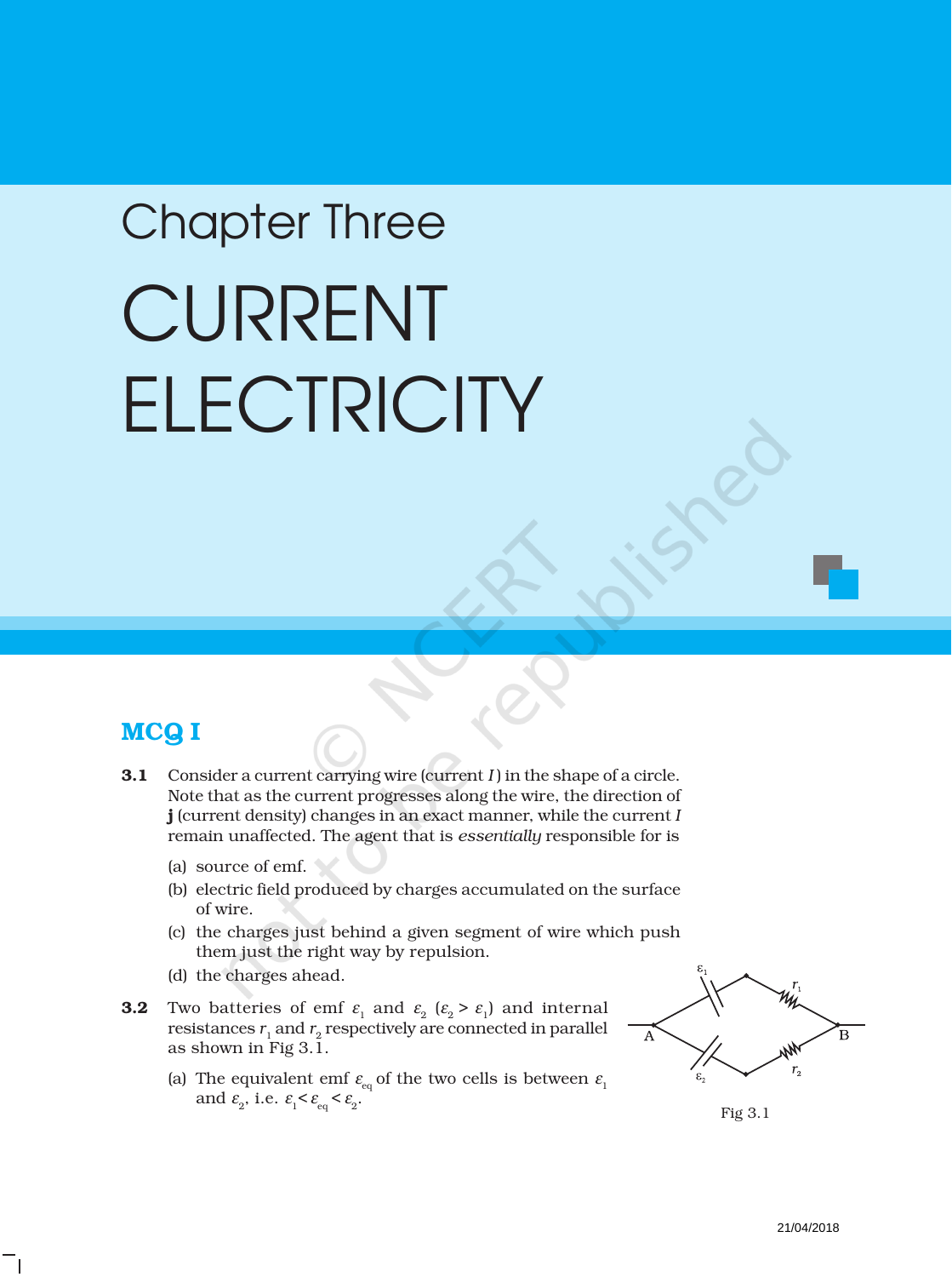# Chapter Three

# CURRENT ELECTRICITY

## MCQ I

**3.1** Consider a current carrying wire (current $I$) in the shape of a circle. Note that as the current progresses along the wire, the direction of **j** (current density) changes in an exact manner, while the current $I$ remain unaffected. The agent that is *essentially* responsible for is

(a) source of emf.

(b) electric field produced by charges accumulated on the surface of wire.

(c) the charges just behind a given segment of wire which push them just the right way by repulsion.

(d) the charges ahead.

**3.2** Two batteries of emf $\varepsilon_1$ and $\varepsilon_2$ ($\varepsilon_2 > \varepsilon_1$) and internal resistances $r_1$ and $r_2$ respectively are connected in parallel as shown in Fig 3.1.

Fig 3.1

(a) The equivalent emf $\varepsilon_{eq}$ of the two cells is between $\varepsilon_1$ and $\varepsilon_2$, i.e. $\varepsilon_1 < \varepsilon_{eq} < \varepsilon_2$.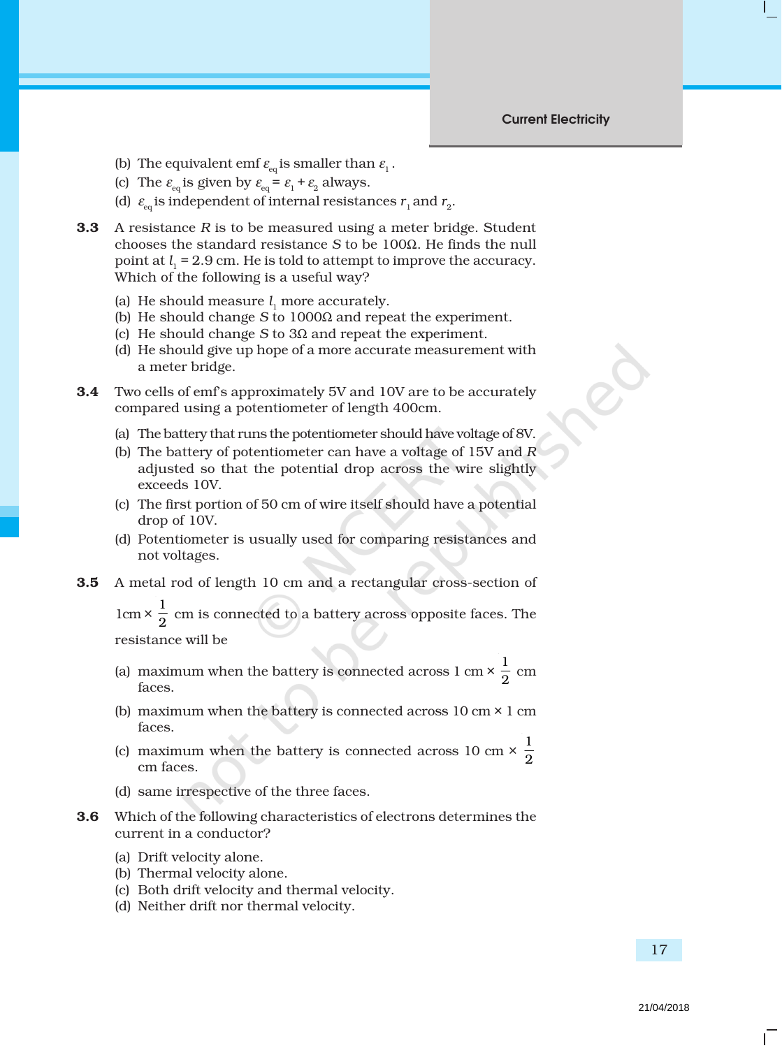(b) The equivalent emf $\varepsilon_{eq}$ is smaller than $\varepsilon_1$.

(c) The $\varepsilon_{eq}$ is given by $\varepsilon_{eq} = \varepsilon_1 + \varepsilon_2$ always.

(d) $\varepsilon_{eq}$ is independent of internal resistances $r_1$ and $r_2$.

**3.3** A resistance $R$ is to be measured using a meter bridge. Student chooses the standard resistance $S$ to be 100Ω. He finds the null point at $l_1$ = 2.9 cm. He is told to attempt to improve the accuracy. Which of the following is a useful way?

(a) He should measure $l_1$ more accurately.

(b) He should change $S$ to 1000Ω and repeat the experiment.

(c) He should change $S$ to 3Ω and repeat the experiment.

(d) He should give up hope of a more accurate measurement with a meter bridge.

**3.4** Two cells of emf's approximately 5V and 10V are to be accurately compared using a potentiometer of length 400cm.

(a) The battery that runs the potentiometer should have voltage of 8V.

(b) The battery of potentiometer can have a voltage of 15V and $R$ adjusted so that the potential drop across the wire slightly exceeds 10V.

(c) The first portion of 50 cm of wire itself should have a potential drop of 10V.

(d) Potentiometer is usually used for comparing resistances and not voltages.

**3.5** A metal rod of length 10 cm and a rectangular cross-section of $1\text{cm} \times \frac{1}{2}$ cm is connected to a battery across opposite faces. The resistance will be

(a) maximum when the battery is connected across 1 cm × $\frac{1}{2}$ cm faces.

(b) maximum when the battery is connected across 10 cm × 1 cm faces.

(c) maximum when the battery is connected across 10 cm × $\frac{1}{2}$ cm faces.

(d) same irrespective of the three faces.

**3.6** Which of the following characteristics of electrons determines the current in a conductor?

(a) Drift velocity alone.

(b) Thermal velocity alone.

(c) Both drift velocity and thermal velocity.

(d) Neither drift nor thermal velocity.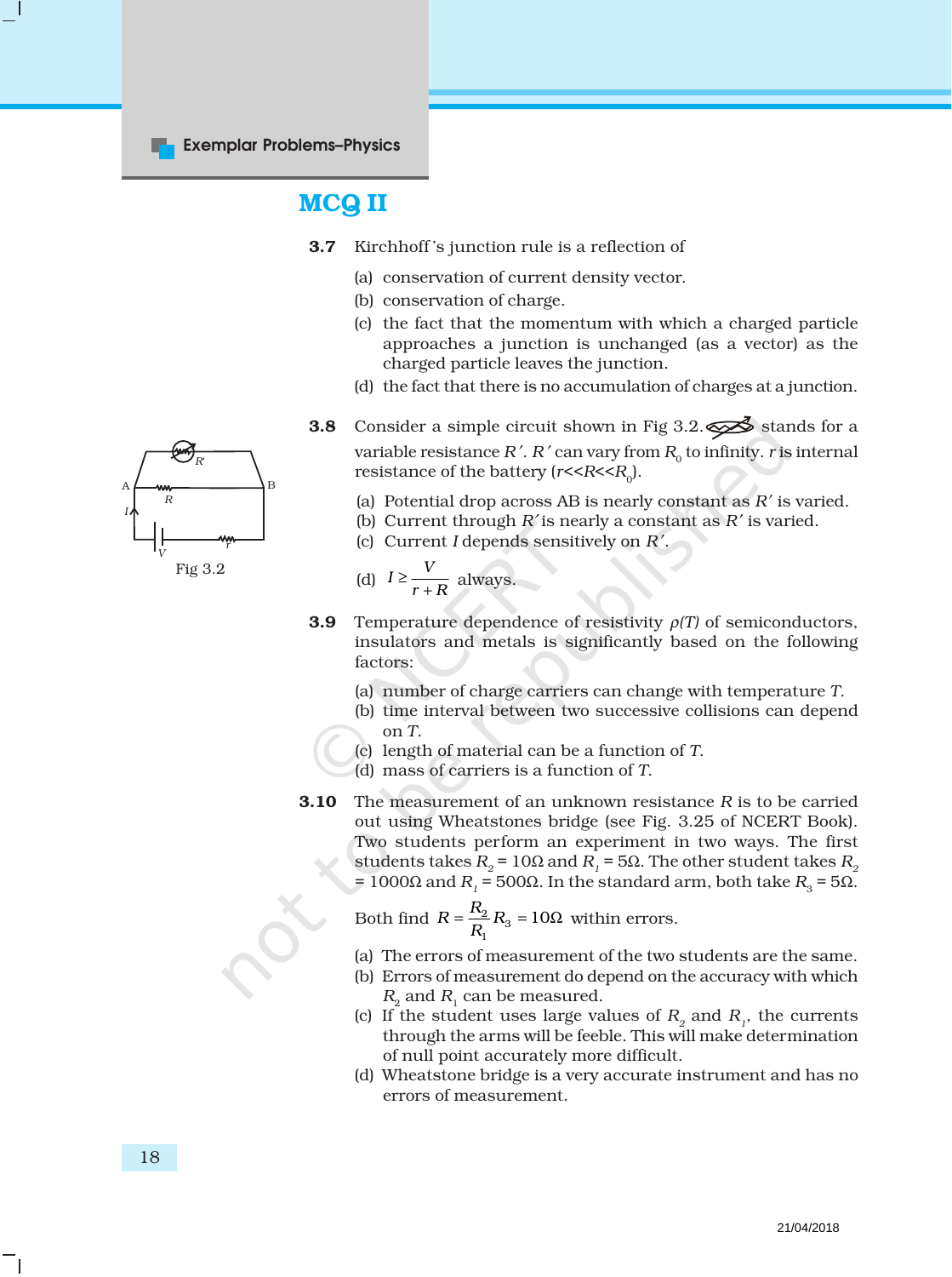## MCQ II

**3.7** Kirchhoff's junction rule is a reflection of

(a) conservation of current density vector.
(b) conservation of charge.
(c) the fact that the momentum with which a charged particle approaches a junction is unchanged (as a vector) as the charged particle leaves the junction.
(d) the fact that there is no accumulation of charges at a junction.

**3.8** Consider a simple circuit shown in Fig 3.2. stands for a variable resistance $R'$. $R'$ can vary from $R_0$ to infinity. $r$ is internal resistance of the battery ($r \ll R \ll R_0$).

Fig 3.2

(a) Potential drop across AB is nearly constant as $R'$ is varied.
(b) Current through $R'$ is nearly a constant as $R'$ is varied.
(c) Current $I$ depends sensitively on $R'$.
(d) $I \geq \dfrac{V}{r+R}$ always.

**3.9** Temperature dependence of resistivity $\rho(T)$ of semiconductors, insulators and metals is significantly based on the following factors:

(a) number of charge carriers can change with temperature $T$.
(b) time interval between two successive collisions can depend on $T$.
(c) length of material can be a function of $T$.
(d) mass of carriers is a function of $T$.

**3.10** The measurement of an unknown resistance $R$ is to be carried out using Wheatstones bridge (see Fig. 3.25 of NCERT Book). Two students perform an experiment in two ways. The first students takes $R_2 = 10\Omega$ and $R_1 = 5\Omega$. The other student takes $R_2 = 1000\Omega$ and $R_1 = 500\Omega$. In the standard arm, both take $R_3 = 5\Omega$.

Both find $R = \dfrac{R_2}{R_1} R_3 = 10\Omega$ within errors.

(a) The errors of measurement of the two students are the same.
(b) Errors of measurement do depend on the accuracy with which $R_2$ and $R_1$ can be measured.
(c) If the student uses large values of $R_2$ and $R_1$, the currents through the arms will be feeble. This will make determination of null point accurately more difficult.
(d) Wheatstone bridge is a very accurate instrument and has no errors of measurement.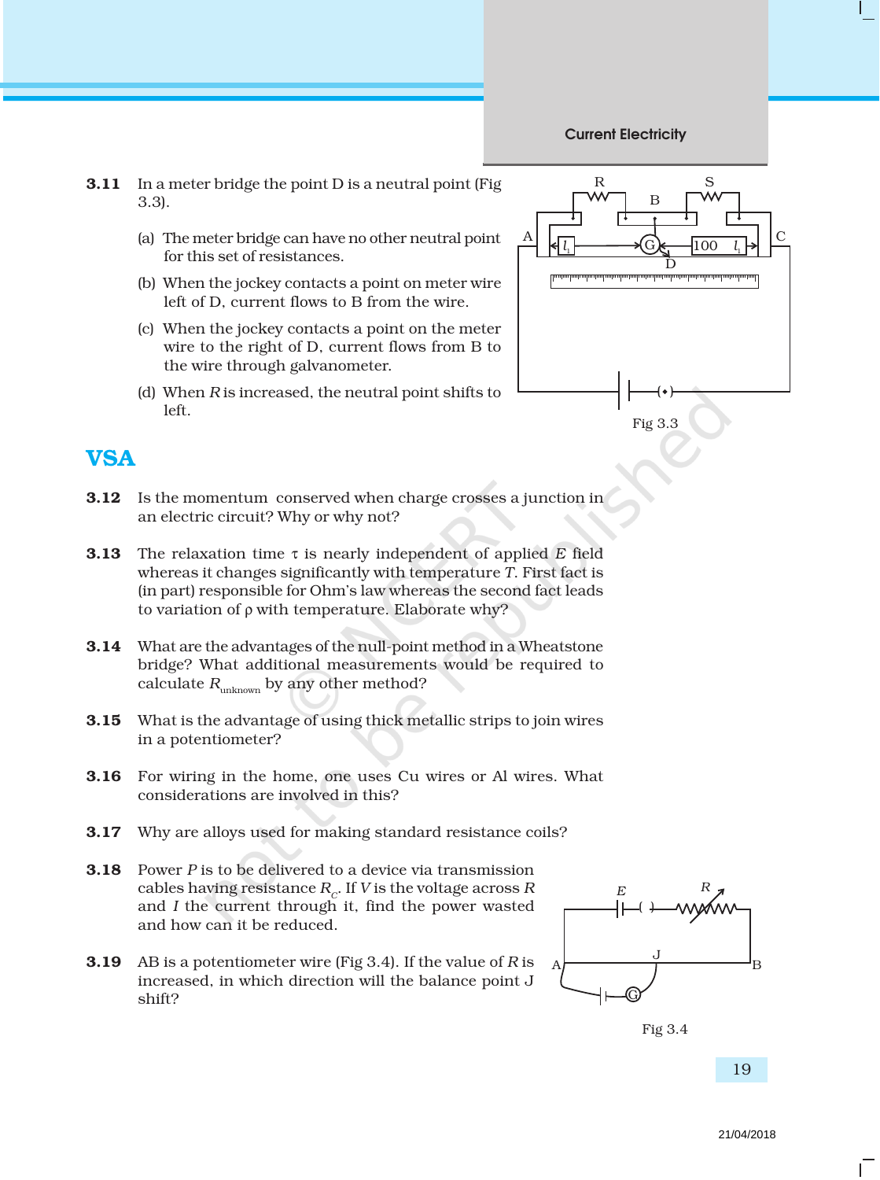**3.11** In a meter bridge the point D is a neutral point (Fig 3.3).

(a) The meter bridge can have no other neutral point for this set of resistances.

(b) When the jockey contacts a point on meter wire left of D, current flows to B from the wire.

(c) When the jockey contacts a point on the meter wire to the right of D, current flows from B to the wire through galvanometer.

(d) When $R$ is increased, the neutral point shifts to left.

Fig 3.3

## VSA

**3.12** Is the momentum conserved when charge crosses a junction in an electric circuit? Why or why not?

**3.13** The relaxation time $\tau$ is nearly independent of applied $E$ field whereas it changes significantly with temperature $T$. First fact is (in part) responsible for Ohm's law whereas the second fact leads to variation of $\rho$ with temperature. Elaborate why?

**3.14** What are the advantages of the null-point method in a Wheatstone bridge? What additional measurements would be required to calculate $R_{\text{unknown}}$ by any other method?

**3.15** What is the advantage of using thick metallic strips to join wires in a potentiometer?

**3.16** For wiring in the home, one uses Cu wires or Al wires. What considerations are involved in this?

**3.17** Why are alloys used for making standard resistance coils?

**3.18** Power $P$ is to be delivered to a device via transmission cables having resistance $R_C$. If $V$ is the voltage across $R$ and $I$ the current through it, find the power wasted and how can it be reduced.

**3.19** AB is a potentiometer wire (Fig 3.4). If the value of $R$ is increased, in which direction will the balance point J shift?

Fig 3.4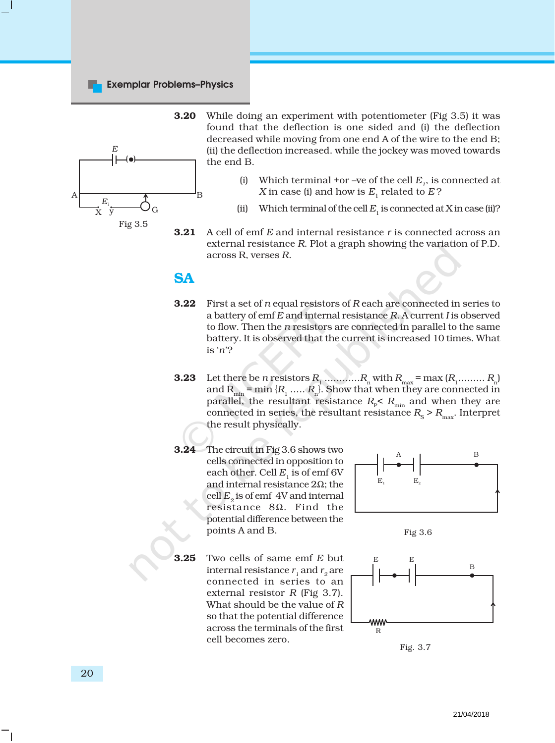**3.20** While doing an experiment with potentiometer (Fig 3.5) it was found that the deflection is one sided and (i) the deflection decreased while moving from one end A of the wire to the end B; (ii) the deflection increased. while the jockey was moved towards the end B.

(i) Which terminal +or –ve of the cell $E_1$, is connected at $X$ in case (i) and how is $E_1$ related to $E$?

(ii) Which terminal of the cell $E_1$ is connected at X in case (ii)?

Fig 3.5

**3.21** A cell of emf $E$ and internal resistance $r$ is connected across an external resistance $R$. Plot a graph showing the variation of P.D. across R, verses $R$.

## SA

**3.22** First a set of $n$ equal resistors of $R$ each are connected in series to a battery of emf $E$ and internal resistance $R$. A current $I$ is observed to flow. Then the $n$ resistors are connected in parallel to the same battery. It is observed that the current is increased 10 times. What is '$n$'?

**3.23** Let there be $n$ resistors $R_1$ ............$R_n$ with $R_{max}$ = max ($R_1$......... $R_n$) and $R_{min}$ = min {$R_1$ ..... $R_n$}. Show that when they are connected in parallel, the resultant resistance $R_p$< $R_{min}$ and when they are connected in series, the resultant resistance $R_S$ > $R_{max}$. Interpret the result physically.

**3.24** The circuit in Fig 3.6 shows two cells connected in opposition to each other. Cell $E_1$ is of emf 6V and internal resistance 2Ω; the cell $E_2$ is of emf 4V and internal resistance 8Ω. Find the potential difference between the points A and B.

Fig 3.6

**3.25** Two cells of same emf $E$ but internal resistance $r_1$ and $r_2$ are connected in series to an external resistor $R$ (Fig 3.7). What should be the value of $R$ so that the potential difference across the terminals of the first cell becomes zero.

Fig. 3.7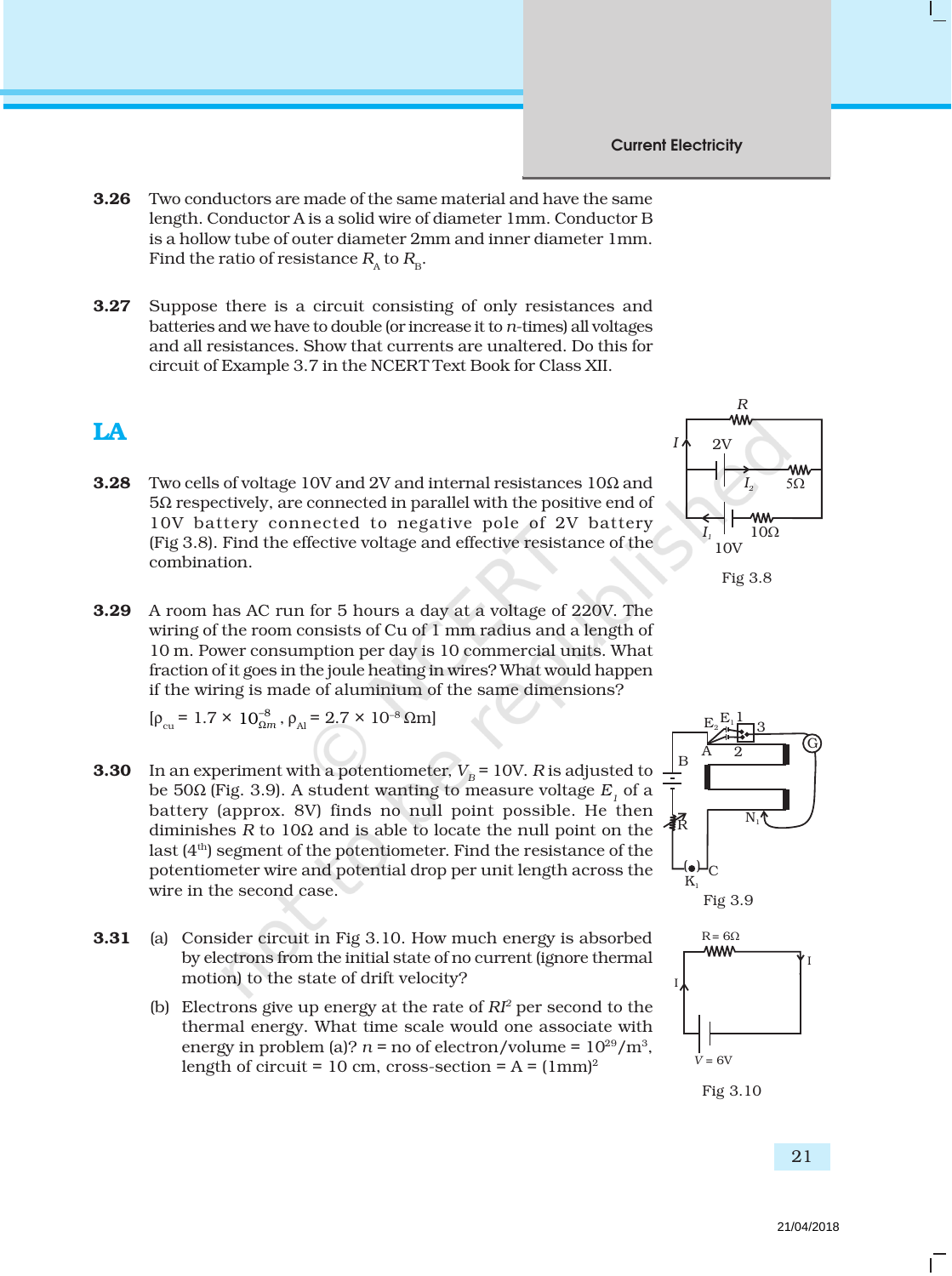**3.26** Two conductors are made of the same material and have the same length. Conductor A is a solid wire of diameter 1mm. Conductor B is a hollow tube of outer diameter 2mm and inner diameter 1mm. Find the ratio of resistance $R_A$ to $R_B$.

**3.27** Suppose there is a circuit consisting of only resistances and batteries and we have to double (or increase it to $n$-times) all voltages and all resistances. Show that currents are unaltered. Do this for circuit of Example 3.7 in the NCERT Text Book for Class XII.

## LA

**3.28** Two cells of voltage 10V and 2V and internal resistances 10Ω and 5Ω respectively, are connected in parallel with the positive end of 10V battery connected to negative pole of 2V battery (Fig 3.8). Find the effective voltage and effective resistance of the combination.

R
I
2V
$I_2$
5Ω
$I_1$
10Ω
10V

Fig 3.8

**3.29** A room has AC run for 5 hours a day at a voltage of 220V. The wiring of the room consists of Cu of 1 mm radius and a length of 10 m. Power consumption per day is 10 commercial units. What fraction of it goes in the joule heating in wires? What would happen if the wiring is made of aluminium of the same dimensions?

[$\rho_{cu} = 1.7 \times 10^{-8}_{\Omega m}$ , $\rho_{Al} = 2.7 \times 10^{-8}$ Ωm]

**3.30** In an experiment with a potentiometer, $V_B$ = 10V. $R$ is adjusted to be 50Ω (Fig. 3.9). A student wanting to measure voltage $E_1$ of a battery (approx. 8V) finds no null point possible. He then diminishes $R$ to 10Ω and is able to locate the null point on the last (4[th]) segment of the potentiometer. Find the resistance of the potentiometer wire and potential drop per unit length across the wire in the second case.

$E_2$ $E_1$ 1 3
A 2
G
B
$N_1$
R
C
$K_1$

Fig 3.9

**3.31** (a) Consider circuit in Fig 3.10. How much energy is absorbed by electrons from the initial state of no current (ignore thermal motion) to the state of drift velocity?

(b) Electrons give up energy at the rate of $RI^2$ per second to the thermal energy. What time scale would one associate with energy in problem (a)? $n$ = no of electron/volume = $10^{29}$/m³, length of circuit = 10 cm, cross-section = A = $(1\text{mm})^2$

R = 6Ω
I
I
V = 6V

Fig 3.10